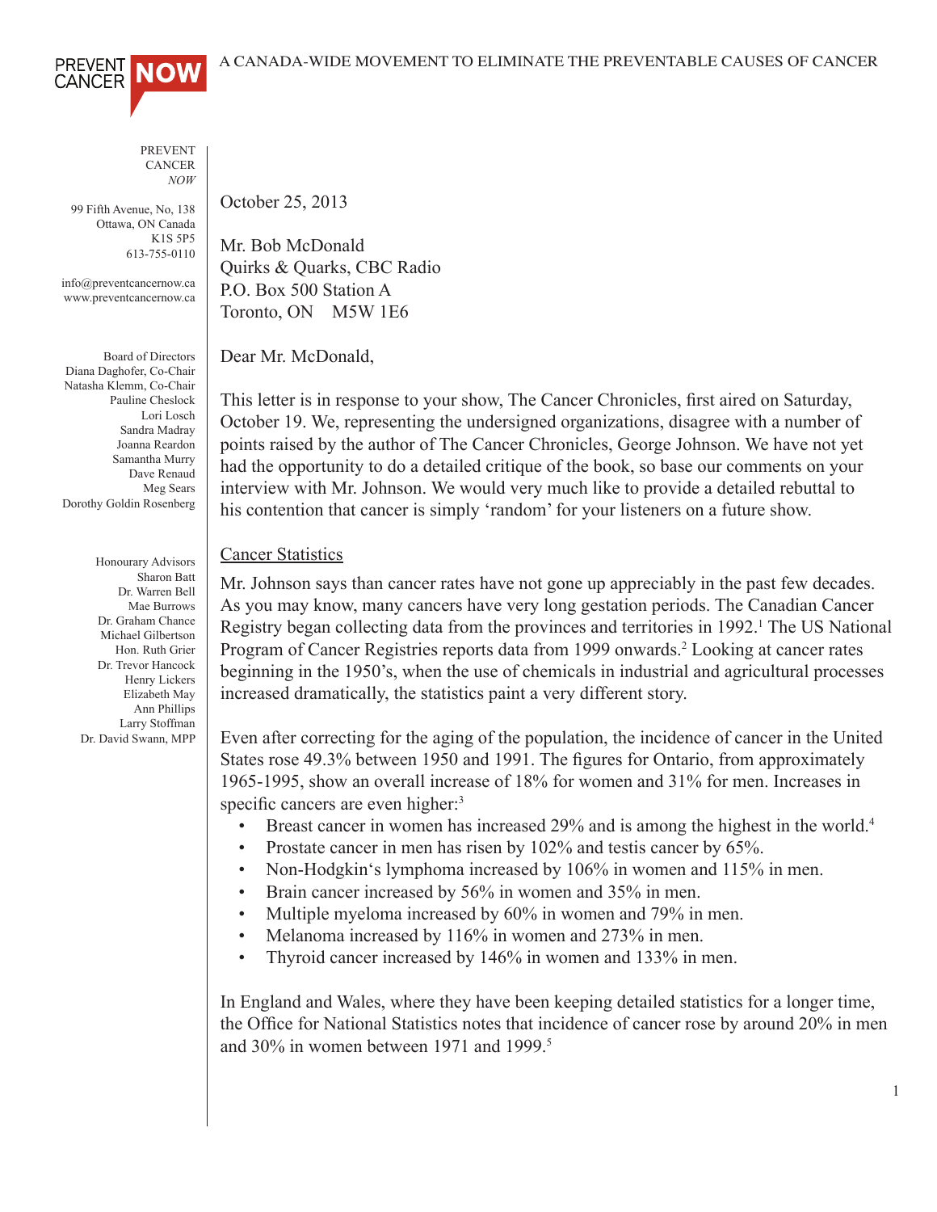PREVENT CANCER NOW — A CANADA-WIDE MOVEMENT TO ELIMINATE THE PREVENTABLE CAUSES OF CANCER

PREVENT
CANCER
*NOW*

99 Fifth Avenue, No, 138
Ottawa, ON Canada
K1S 5P5
613-755-0110

info@preventcancernow.ca
www.preventcancernow.ca

Board of Directors
Diana Daghofer, Co-Chair
Natasha Klemm, Co-Chair
Pauline Cheslock
Lori Losch
Sandra Madray
Joanna Reardon
Samantha Murry
Dave Renaud
Meg Sears
Dorothy Goldin Rosenberg

Honourary Advisors
Sharon Batt
Dr. Warren Bell
Mae Burrows
Dr. Graham Chance
Michael Gilbertson
Hon. Ruth Grier
Dr. Trevor Hancock
Henry Lickers
Elizabeth May
Ann Phillips
Larry Stoffman
Dr. David Swann, MPP

October 25, 2013

Mr. Bob McDonald
Quirks & Quarks, CBC Radio
P.O. Box 500 Station A
Toronto, ON M5W 1E6

Dear Mr. McDonald,

This letter is in response to your show, The Cancer Chronicles, first aired on Saturday, October 19. We, representing the undersigned organizations, disagree with a number of points raised by the author of The Cancer Chronicles, George Johnson. We have not yet had the opportunity to do a detailed critique of the book, so base our comments on your interview with Mr. Johnson. We would very much like to provide a detailed rebuttal to his contention that cancer is simply 'random' for your listeners on a future show.

## Cancer Statistics

Mr. Johnson says than cancer rates have not gone up appreciably in the past few decades. As you may know, many cancers have very long gestation periods. The Canadian Cancer Registry began collecting data from the provinces and territories in 1992.[1] The US National Program of Cancer Registries reports data from 1999 onwards.[2] Looking at cancer rates beginning in the 1950's, when the use of chemicals in industrial and agricultural processes increased dramatically, the statistics paint a very different story.

Even after correcting for the aging of the population, the incidence of cancer in the United States rose 49.3% between 1950 and 1991. The figures for Ontario, from approximately 1965-1995, show an overall increase of 18% for women and 31% for men. Increases in specific cancers are even higher:[3]

- Breast cancer in women has increased 29% and is among the highest in the world.[4]
- Prostate cancer in men has risen by 102% and testis cancer by 65%.
- Non-Hodgkin's lymphoma increased by 106% in women and 115% in men.
- Brain cancer increased by 56% in women and 35% in men.
- Multiple myeloma increased by 60% in women and 79% in men.
- Melanoma increased by 116% in women and 273% in men.
- Thyroid cancer increased by 146% in women and 133% in men.

In England and Wales, where they have been keeping detailed statistics for a longer time, the Office for National Statistics notes that incidence of cancer rose by around 20% in men and 30% in women between 1971 and 1999.[5]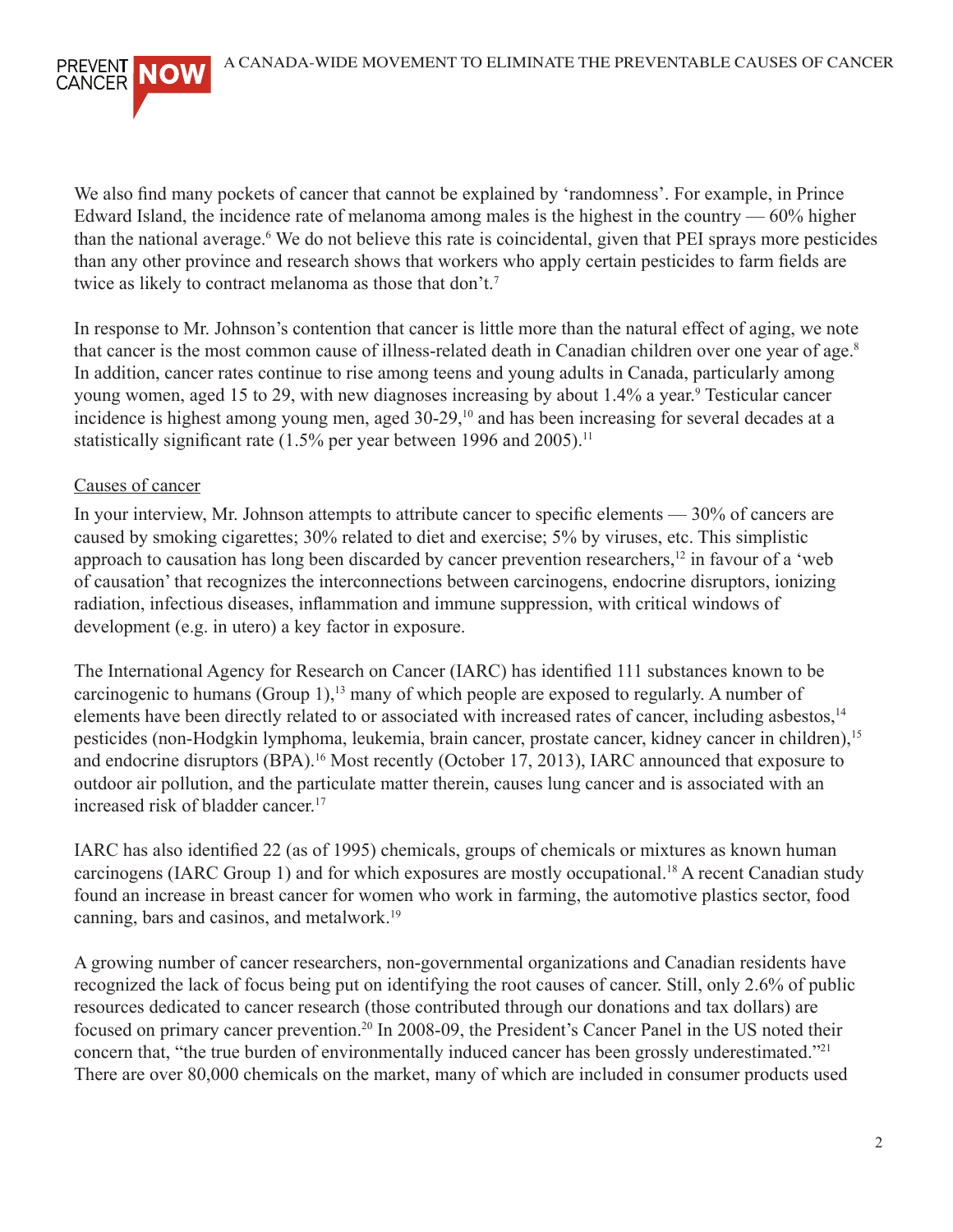We also find many pockets of cancer that cannot be explained by 'randomness'. For example, in Prince Edward Island, the incidence rate of melanoma among males is the highest in the country — 60% higher than the national average.[6] We do not believe this rate is coincidental, given that PEI sprays more pesticides than any other province and research shows that workers who apply certain pesticides to farm fields are twice as likely to contract melanoma as those that don't.[7]

In response to Mr. Johnson's contention that cancer is little more than the natural effect of aging, we note that cancer is the most common cause of illness-related death in Canadian children over one year of age.[8] In addition, cancer rates continue to rise among teens and young adults in Canada, particularly among young women, aged 15 to 29, with new diagnoses increasing by about 1.4% a year.[9] Testicular cancer incidence is highest among young men, aged 30-29,[10] and has been increasing for several decades at a statistically significant rate (1.5% per year between 1996 and 2005).[11]

<u>Causes of cancer</u>

In your interview, Mr. Johnson attempts to attribute cancer to specific elements — 30% of cancers are caused by smoking cigarettes; 30% related to diet and exercise; 5% by viruses, etc. This simplistic approach to causation has long been discarded by cancer prevention researchers,[12] in favour of a 'web of causation' that recognizes the interconnections between carcinogens, endocrine disruptors, ionizing radiation, infectious diseases, inflammation and immune suppression, with critical windows of development (e.g. in utero) a key factor in exposure.

The International Agency for Research on Cancer (IARC) has identified 111 substances known to be carcinogenic to humans (Group 1),[13] many of which people are exposed to regularly. A number of elements have been directly related to or associated with increased rates of cancer, including asbestos,[14] pesticides (non-Hodgkin lymphoma, leukemia, brain cancer, prostate cancer, kidney cancer in children),[15] and endocrine disruptors (BPA).[16] Most recently (October 17, 2013), IARC announced that exposure to outdoor air pollution, and the particulate matter therein, causes lung cancer and is associated with an increased risk of bladder cancer.[17]

IARC has also identified 22 (as of 1995) chemicals, groups of chemicals or mixtures as known human carcinogens (IARC Group 1) and for which exposures are mostly occupational.[18] A recent Canadian study found an increase in breast cancer for women who work in farming, the automotive plastics sector, food canning, bars and casinos, and metalwork.[19]

A growing number of cancer researchers, non-governmental organizations and Canadian residents have recognized the lack of focus being put on identifying the root causes of cancer. Still, only 2.6% of public resources dedicated to cancer research (those contributed through our donations and tax dollars) are focused on primary cancer prevention.[20] In 2008-09, the President's Cancer Panel in the US noted their concern that, "the true burden of environmentally induced cancer has been grossly underestimated."[21] There are over 80,000 chemicals on the market, many of which are included in consumer products used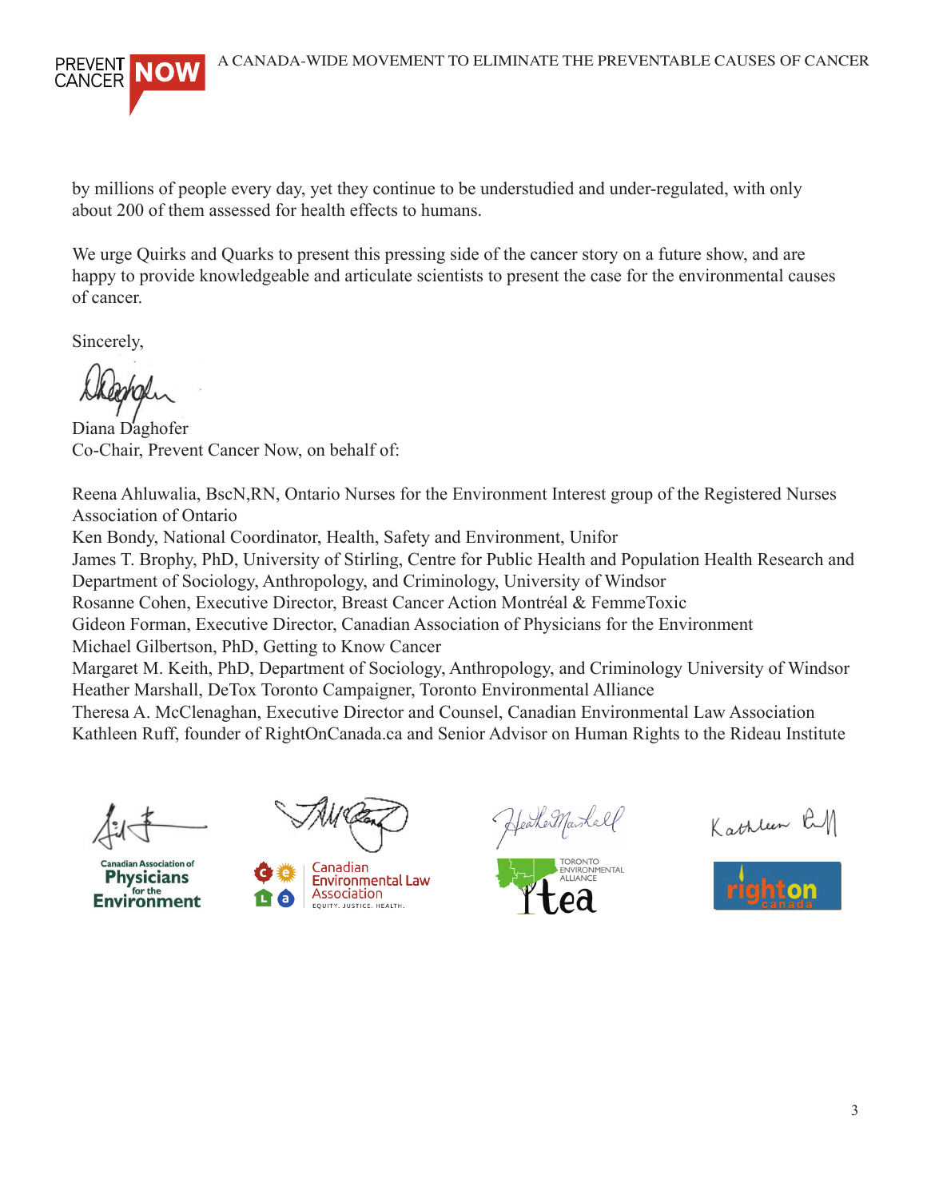by millions of people every day, yet they continue to be understudied and under-regulated, with only about 200 of them assessed for health effects to humans.

We urge Quirks and Quarks to present this pressing side of the cancer story on a future show, and are happy to provide knowledgeable and articulate scientists to present the case for the environmental causes of cancer.

Sincerely,

Diana Daghofer
Co-Chair, Prevent Cancer Now, on behalf of:

Reena Ahluwalia, BscN,RN, Ontario Nurses for the Environment Interest group of the Registered Nurses Association of Ontario
Ken Bondy, National Coordinator, Health, Safety and Environment, Unifor
James T. Brophy, PhD, University of Stirling, Centre for Public Health and Population Health Research and Department of Sociology, Anthropology, and Criminology, University of Windsor
Rosanne Cohen, Executive Director, Breast Cancer Action Montréal & FemmeToxic
Gideon Forman, Executive Director, Canadian Association of Physicians for the Environment
Michael Gilbertson, PhD, Getting to Know Cancer
Margaret M. Keith, PhD, Department of Sociology, Anthropology, and Criminology University of Windsor
Heather Marshall, DeTox Toronto Campaigner, Toronto Environmental Alliance
Theresa A. McClenaghan, Executive Director and Counsel, Canadian Environmental Law Association
Kathleen Ruff, founder of RightOnCanada.ca and Senior Advisor on Human Rights to the Rideau Institute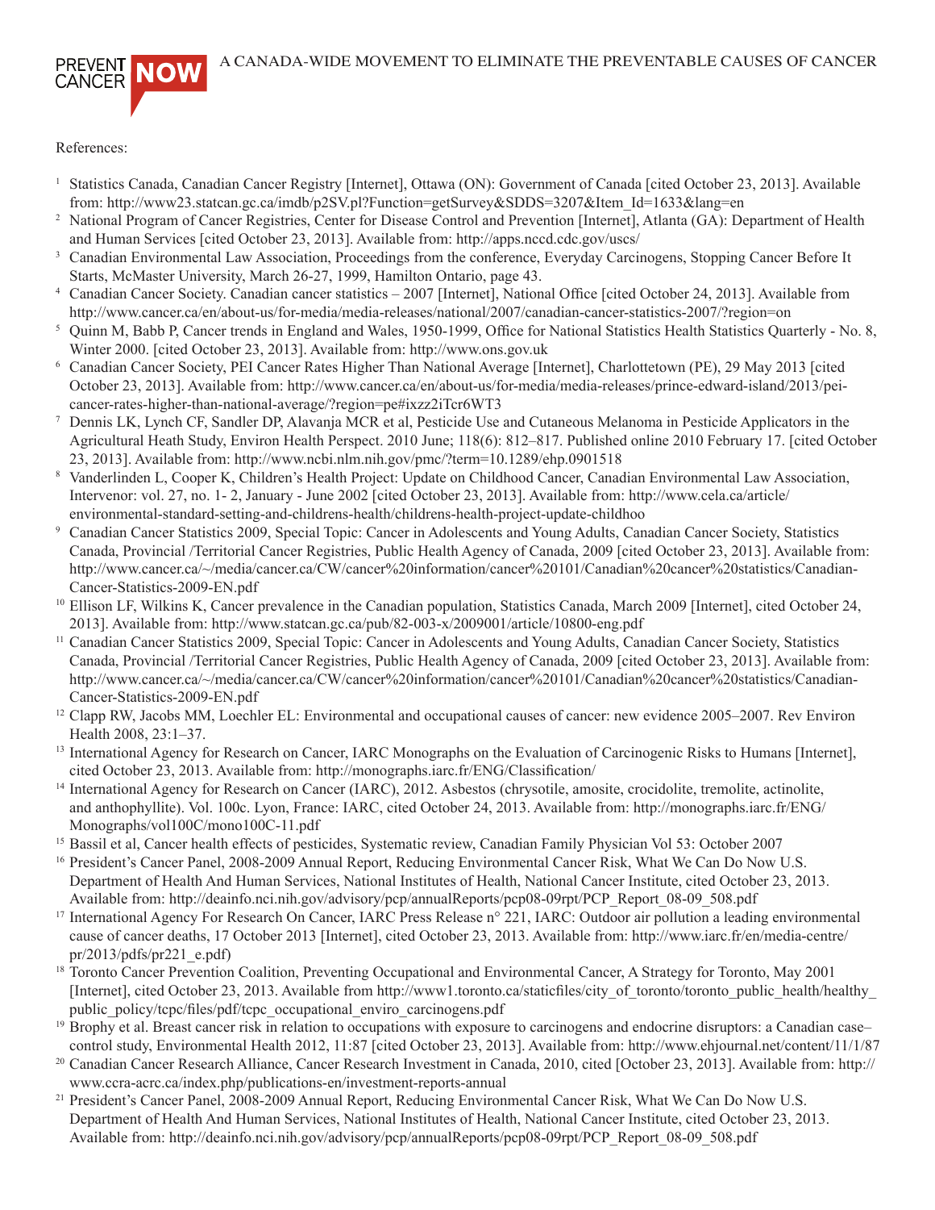References:

1. Statistics Canada, Canadian Cancer Registry [Internet], Ottawa (ON): Government of Canada [cited October 23, 2013]. Available from: http://www23.statcan.gc.ca/imdb/p2SV.pl?Function=getSurvey&SDDS=3207&Item_Id=1633&lang=en
2. National Program of Cancer Registries, Center for Disease Control and Prevention [Internet], Atlanta (GA): Department of Health and Human Services [cited October 23, 2013]. Available from: http://apps.nccd.cdc.gov/uscs/
3. Canadian Environmental Law Association, Proceedings from the conference, Everyday Carcinogens, Stopping Cancer Before It Starts, McMaster University, March 26-27, 1999, Hamilton Ontario, page 43.
4. Canadian Cancer Society. Canadian cancer statistics – 2007 [Internet], National Office [cited October 24, 2013]. Available from http://www.cancer.ca/en/about-us/for-media/media-releases/national/2007/canadian-cancer-statistics-2007/?region=on
5. Quinn M, Babb P, Cancer trends in England and Wales, 1950-1999, Office for National Statistics Health Statistics Quarterly - No. 8, Winter 2000. [cited October 23, 2013]. Available from: http://www.ons.gov.uk
6. Canadian Cancer Society, PEI Cancer Rates Higher Than National Average [Internet], Charlottetown (PE), 29 May 2013 [cited October 23, 2013]. Available from: http://www.cancer.ca/en/about-us/for-media/media-releases/prince-edward-island/2013/pei-cancer-rates-higher-than-national-average/?region=pe#ixzz2iTcr6WT3
7. Dennis LK, Lynch CF, Sandler DP, Alavanja MCR et al, Pesticide Use and Cutaneous Melanoma in Pesticide Applicators in the Agricultural Heath Study, Environ Health Perspect. 2010 June; 118(6): 812–817. Published online 2010 February 17. [cited October 23, 2013]. Available from: http://www.ncbi.nlm.nih.gov/pmc/?term=10.1289/ehp.0901518
8. Vanderlinden L, Cooper K, Children's Health Project: Update on Childhood Cancer, Canadian Environmental Law Association, Intervenor: vol. 27, no. 1- 2, January - June 2002 [cited October 23, 2013]. Available from: http://www.cela.ca/article/environmental-standard-setting-and-childrens-health/childrens-health-project-update-childhoo
9. Canadian Cancer Statistics 2009, Special Topic: Cancer in Adolescents and Young Adults, Canadian Cancer Society, Statistics Canada, Provincial /Territorial Cancer Registries, Public Health Agency of Canada, 2009 [cited October 23, 2013]. Available from: http://www.cancer.ca/~/media/cancer.ca/CW/cancer%20information/cancer%20101/Canadian%20cancer%20statistics/Canadian-Cancer-Statistics-2009-EN.pdf
10. Ellison LF, Wilkins K, Cancer prevalence in the Canadian population, Statistics Canada, March 2009 [Internet], cited October 24, 2013]. Available from: http://www.statcan.gc.ca/pub/82-003-x/2009001/article/10800-eng.pdf
11. Canadian Cancer Statistics 2009, Special Topic: Cancer in Adolescents and Young Adults, Canadian Cancer Society, Statistics Canada, Provincial /Territorial Cancer Registries, Public Health Agency of Canada, 2009 [cited October 23, 2013]. Available from: http://www.cancer.ca/~/media/cancer.ca/CW/cancer%20information/cancer%20101/Canadian%20cancer%20statistics/Canadian-Cancer-Statistics-2009-EN.pdf
12. Clapp RW, Jacobs MM, Loechler EL: Environmental and occupational causes of cancer: new evidence 2005–2007. Rev Environ Health 2008, 23:1–37.
13. International Agency for Research on Cancer, IARC Monographs on the Evaluation of Carcinogenic Risks to Humans [Internet], cited October 23, 2013. Available from: http://monographs.iarc.fr/ENG/Classification/
14. International Agency for Research on Cancer (IARC), 2012. Asbestos (chrysotile, amosite, crocidolite, tremolite, actinolite, and anthophyllite). Vol. 100c. Lyon, France: IARC, cited October 24, 2013. Available from: http://monographs.iarc.fr/ENG/Monographs/vol100C/mono100C-11.pdf
15. Bassil et al, Cancer health effects of pesticides, Systematic review, Canadian Family Physician Vol 53: October 2007
16. President's Cancer Panel, 2008-2009 Annual Report, Reducing Environmental Cancer Risk, What We Can Do Now U.S. Department of Health And Human Services, National Institutes of Health, National Cancer Institute, cited October 23, 2013. Available from: http://deainfo.nci.nih.gov/advisory/pcp/annualReports/pcp08-09rpt/PCP_Report_08-09_508.pdf
17. International Agency For Research On Cancer, IARC Press Release n° 221, IARC: Outdoor air pollution a leading environmental cause of cancer deaths, 17 October 2013 [Internet], cited October 23, 2013. Available from: http://www.iarc.fr/en/media-centre/pr/2013/pdfs/pr221_e.pdf)
18. Toronto Cancer Prevention Coalition, Preventing Occupational and Environmental Cancer, A Strategy for Toronto, May 2001 [Internet], cited October 23, 2013. Available from http://www1.toronto.ca/staticfiles/city_of_toronto/toronto_public_health/healthy_public_policy/tcpc/files/pdf/tcpc_occupational_enviro_carcinogens.pdf
19. Brophy et al. Breast cancer risk in relation to occupations with exposure to carcinogens and endocrine disruptors: a Canadian case–control study, Environmental Health 2012, 11:87 [cited October 23, 2013]. Available from: http://www.ehjournal.net/content/11/1/87
20. Canadian Cancer Research Alliance, Cancer Research Investment in Canada, 2010, cited [October 23, 2013]. Available from: http://www.ccra-acrc.ca/index.php/publications-en/investment-reports-annual
21. President's Cancer Panel, 2008-2009 Annual Report, Reducing Environmental Cancer Risk, What We Can Do Now U.S. Department of Health And Human Services, National Institutes of Health, National Cancer Institute, cited October 23, 2013. Available from: http://deainfo.nci.nih.gov/advisory/pcp/annualReports/pcp08-09rpt/PCP_Report_08-09_508.pdf